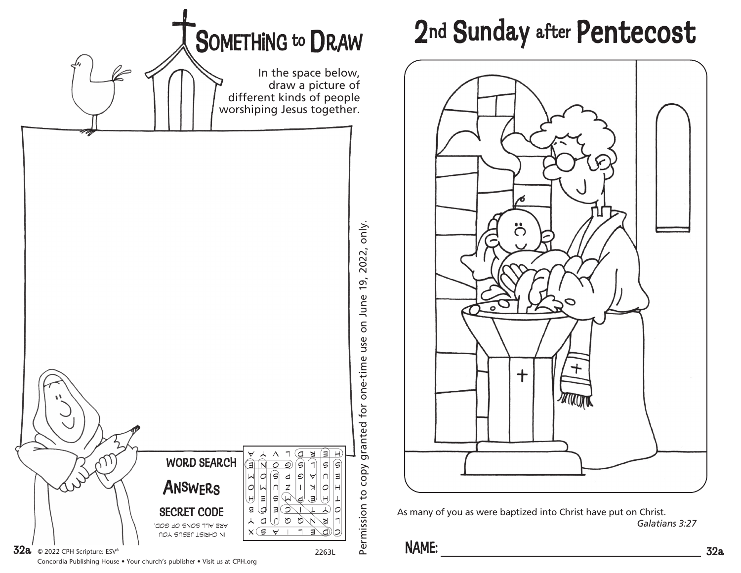# SOMETHING to DRAW

In the space below, draw a picture of different kinds of people worshiping Jesus together.

**WORD SEARCH**

**ANSWERS**

**SECRET CODE**

IN CHRIST JESUS YOU ARE ALL SONS OF GOD.

© 2022 CPH Scripture: ESV®

Concordia Publishing House • Your church's publisher • Visit us at CPH.org

2263L

Permission to copy granted for one-time use on June 19, 2022, only.

# 2nd Sunday after Pentecost

As many of you as were baptized into Christ have put on Christ.

*Galatians 3:27*

**NAME:** ____________________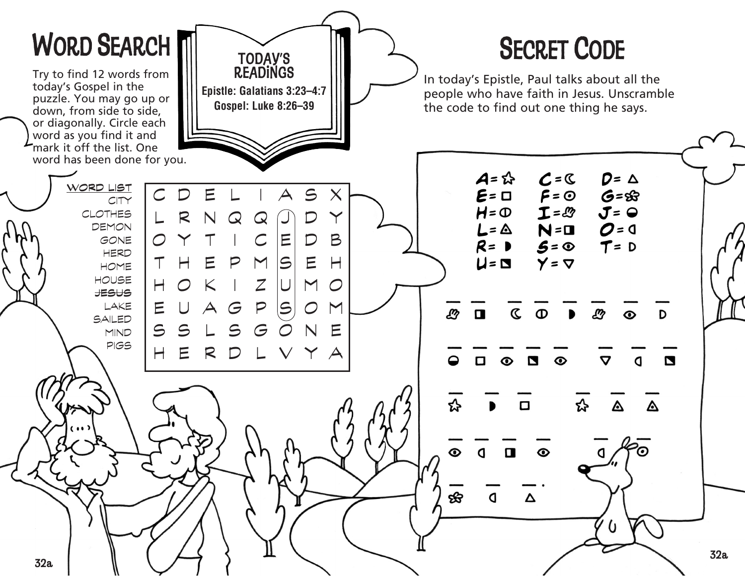# Word Search

Try to find 12 words from today's Gospel in the puzzle. You may go up or down, from side to side, or diagonally. Circle each word as you find it and mark it off the list. One word has been done for you.

## Today's Readings

**Epistle: Galatians 3:23–4:7**

**Gospel: Luke 8:26–39**

**Word List**

- CITY
- CLOTHES
- DEMON
- GONE
- HERD
- HOME
- HOUSE
- ~~JESUS~~
- LAKE
- SAILED
- MIND
- PIGS

| | | | | | | | |
|---|---|---|---|---|---|---|---|
| C | D | E | L | I | A | S | X |
| L | R | N | Q | Q | J | D | Y |
| O | Y | T | I | C | E | D | B |
| T | H | E | P | M | S | E | H |
| H | O | K | I | Z | U | M | O |
| E | U | A | G | P | S | O | M |
| S | S | L | S | G | O | N | E |
| H | E | R | D | L | V | Y | A |

# Secret Code

In today's Epistle, Paul talks about all the people who have faith in Jesus. Unscramble the code to find out one thing he says.

A = ☆ C = ☾ D = △
E = □ F = ⊙ G = ✿
H = ⦶ I = ✋ J = ◒
L = ⚠ N = ◧ O = ◁
R = ◗ S = 👁 T = ▷
U = ◪ Y = ▽

_ _ &nbsp; _ _ _ _ _ _

_ _ _ _ _ &nbsp; _ _ _

_ _ _ &nbsp; _ _ _

_ _ _ _ &nbsp; _ _

_ _ _.